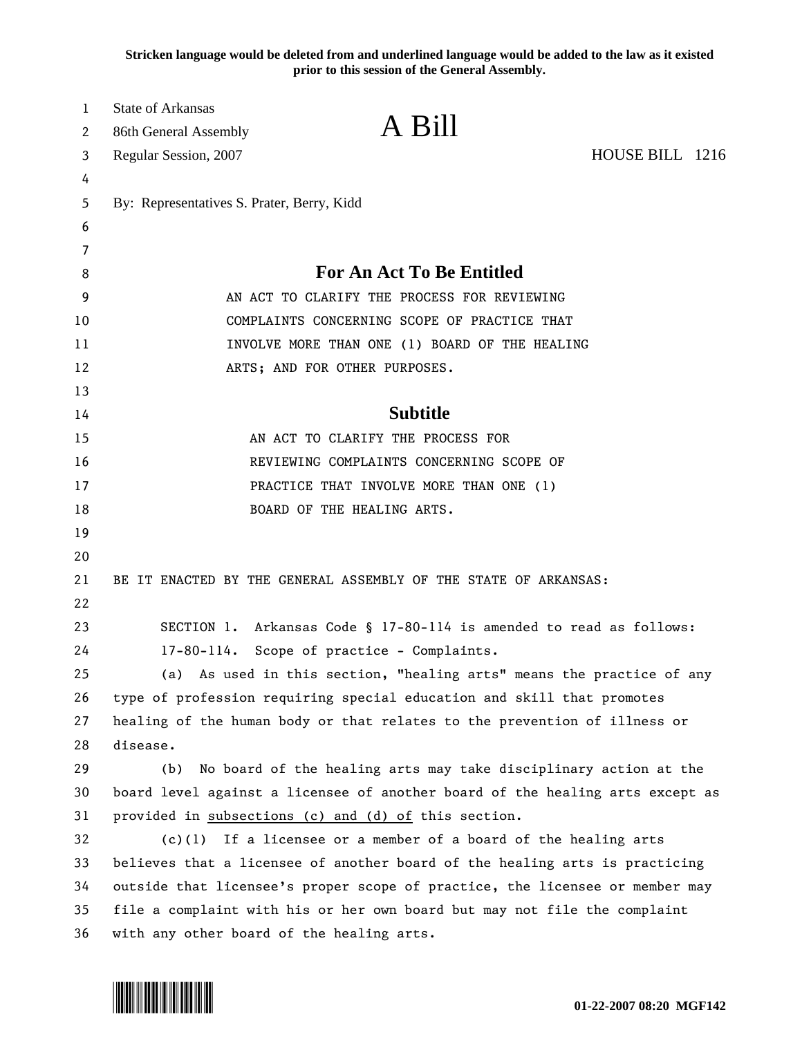**Stricken language would be deleted from and underlined language would be added to the law as it existed prior to this session of the General Assembly.**

State of Arkansas
86th General Assembly
Regular Session, 2007

# A Bill

HOUSE BILL 1216

By: Representatives S. Prater, Berry, Kidd

## For An Act To Be Entitled

AN ACT TO CLARIFY THE PROCESS FOR REVIEWING COMPLAINTS CONCERNING SCOPE OF PRACTICE THAT INVOLVE MORE THAN ONE (1) BOARD OF THE HEALING ARTS; AND FOR OTHER PURPOSES.

## Subtitle

AN ACT TO CLARIFY THE PROCESS FOR REVIEWING COMPLAINTS CONCERNING SCOPE OF PRACTICE THAT INVOLVE MORE THAN ONE (1) BOARD OF THE HEALING ARTS.

BE IT ENACTED BY THE GENERAL ASSEMBLY OF THE STATE OF ARKANSAS:

SECTION 1. Arkansas Code § 17-80-114 is amended to read as follows:

17-80-114. Scope of practice - Complaints.

(a) As used in this section, "healing arts" means the practice of any type of profession requiring special education and skill that promotes healing of the human body or that relates to the prevention of illness or disease.

(b) No board of the healing arts may take disciplinary action at the board level against a licensee of another board of the healing arts except as provided in <u>subsections (c) and (d) of</u> this section.

(c)(1) If a licensee or a member of a board of the healing arts believes that a licensee of another board of the healing arts is practicing outside that licensee's proper scope of practice, the licensee or member may file a complaint with his or her own board but may not file the complaint with any other board of the healing arts.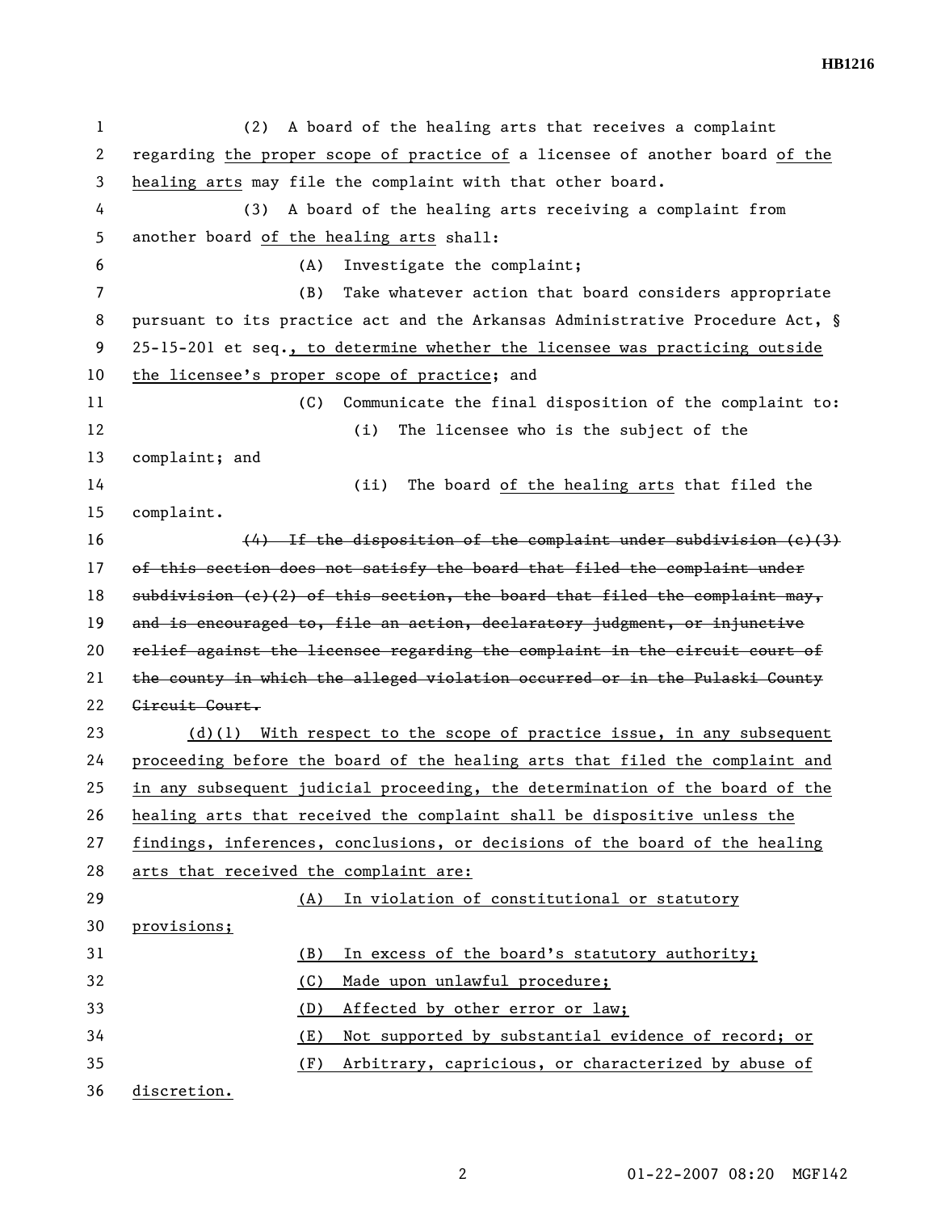(2) A board of the healing arts that receives a complaint regarding the proper scope of practice of a licensee of another board of the healing arts may file the complaint with that other board.

(3) A board of the healing arts receiving a complaint from another board of the healing arts shall:

(A) Investigate the complaint;

(B) Take whatever action that board considers appropriate pursuant to its practice act and the Arkansas Administrative Procedure Act, § 25-15-201 et seq., to determine whether the licensee was practicing outside the licensee's proper scope of practice; and

(C) Communicate the final disposition of the complaint to:

(i) The licensee who is the subject of the complaint; and

(ii) The board of the healing arts that filed the complaint.

~~(4) If the disposition of the complaint under subdivision (c)(3) of this section does not satisfy the board that filed the complaint under subdivision (c)(2) of this section, the board that filed the complaint may, and is encouraged to, file an action, declaratory judgment, or injunctive relief against the licensee regarding the complaint in the circuit court of the county in which the alleged violation occurred or in the Pulaski County Circuit Court.~~

(d)(1) With respect to the scope of practice issue, in any subsequent proceeding before the board of the healing arts that filed the complaint and in any subsequent judicial proceeding, the determination of the board of the healing arts that received the complaint shall be dispositive unless the findings, inferences, conclusions, or decisions of the board of the healing arts that received the complaint are:

(A) In violation of constitutional or statutory provisions;

(B) In excess of the board's statutory authority;

(C) Made upon unlawful procedure;

(D) Affected by other error or law;

(E) Not supported by substantial evidence of record; or

(F) Arbitrary, capricious, or characterized by abuse of discretion.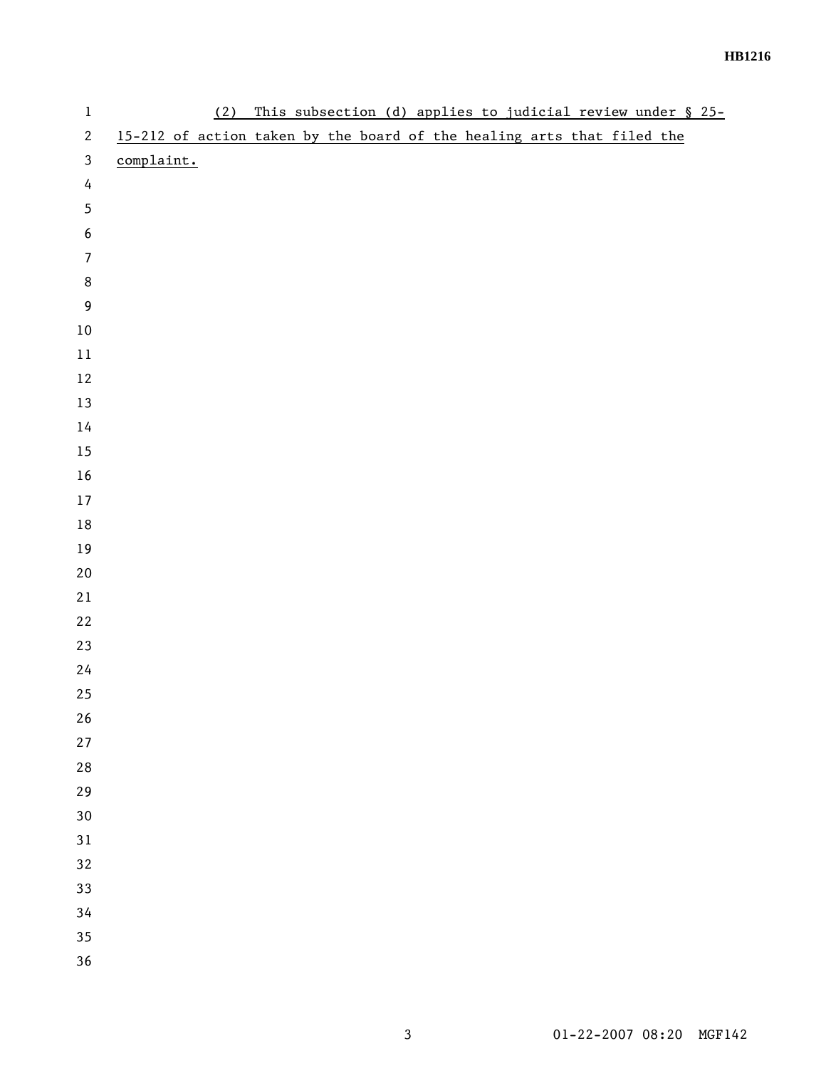(2) This subsection (d) applies to judicial review under § 25-15-212 of action taken by the board of the healing arts that filed the complaint.